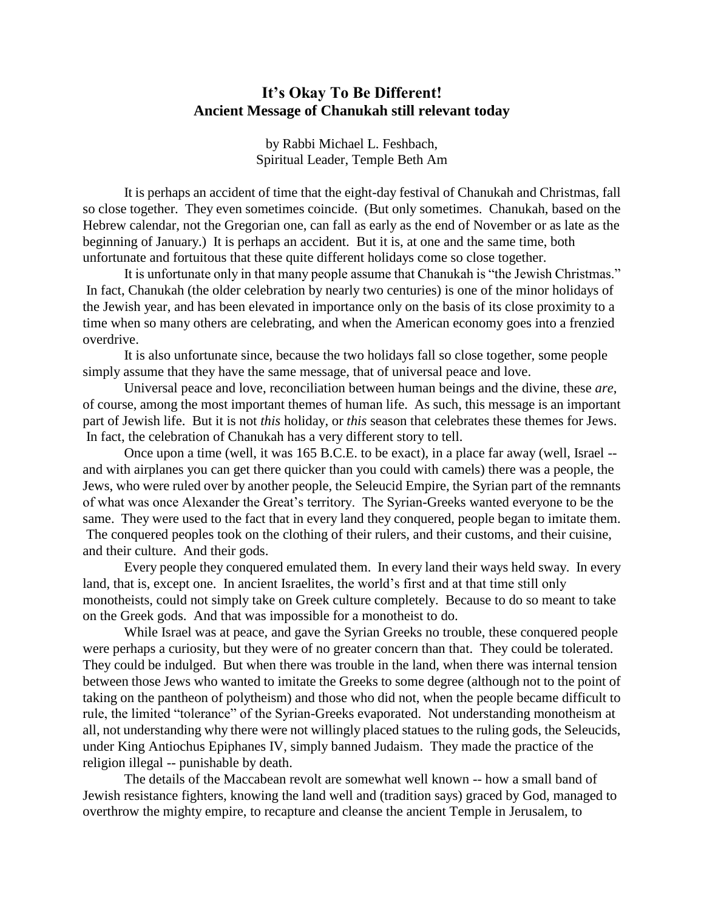# It's Okay To Be Different!
## Ancient Message of Chanukah still relevant today

by Rabbi Michael L. Feshbach,
Spiritual Leader, Temple Beth Am

It is perhaps an accident of time that the eight-day festival of Chanukah and Christmas, fall so close together. They even sometimes coincide. (But only sometimes. Chanukah, based on the Hebrew calendar, not the Gregorian one, can fall as early as the end of November or as late as the beginning of January.) It is perhaps an accident. But it is, at one and the same time, both unfortunate and fortuitous that these quite different holidays come so close together.

It is unfortunate only in that many people assume that Chanukah is "the Jewish Christmas." In fact, Chanukah (the older celebration by nearly two centuries) is one of the minor holidays of the Jewish year, and has been elevated in importance only on the basis of its close proximity to a time when so many others are celebrating, and when the American economy goes into a frenzied overdrive.

It is also unfortunate since, because the two holidays fall so close together, some people simply assume that they have the same message, that of universal peace and love.

Universal peace and love, reconciliation between human beings and the divine, these *are*, of course, among the most important themes of human life. As such, this message is an important part of Jewish life. But it is not *this* holiday, or *this* season that celebrates these themes for Jews. In fact, the celebration of Chanukah has a very different story to tell.

Once upon a time (well, it was 165 B.C.E. to be exact), in a place far away (well, Israel -- and with airplanes you can get there quicker than you could with camels) there was a people, the Jews, who were ruled over by another people, the Seleucid Empire, the Syrian part of the remnants of what was once Alexander the Great's territory. The Syrian-Greeks wanted everyone to be the same. They were used to the fact that in every land they conquered, people began to imitate them. The conquered peoples took on the clothing of their rulers, and their customs, and their cuisine, and their culture. And their gods.

Every people they conquered emulated them. In every land their ways held sway. In every land, that is, except one. In ancient Israelites, the world's first and at that time still only monotheists, could not simply take on Greek culture completely. Because to do so meant to take on the Greek gods. And that was impossible for a monotheist to do.

While Israel was at peace, and gave the Syrian Greeks no trouble, these conquered people were perhaps a curiosity, but they were of no greater concern than that. They could be tolerated. They could be indulged. But when there was trouble in the land, when there was internal tension between those Jews who wanted to imitate the Greeks to some degree (although not to the point of taking on the pantheon of polytheism) and those who did not, when the people became difficult to rule, the limited "tolerance" of the Syrian-Greeks evaporated. Not understanding monotheism at all, not understanding why there were not willingly placed statues to the ruling gods, the Seleucids, under King Antiochus Epiphanes IV, simply banned Judaism. They made the practice of the religion illegal -- punishable by death.

The details of the Maccabean revolt are somewhat well known -- how a small band of Jewish resistance fighters, knowing the land well and (tradition says) graced by God, managed to overthrow the mighty empire, to recapture and cleanse the ancient Temple in Jerusalem, to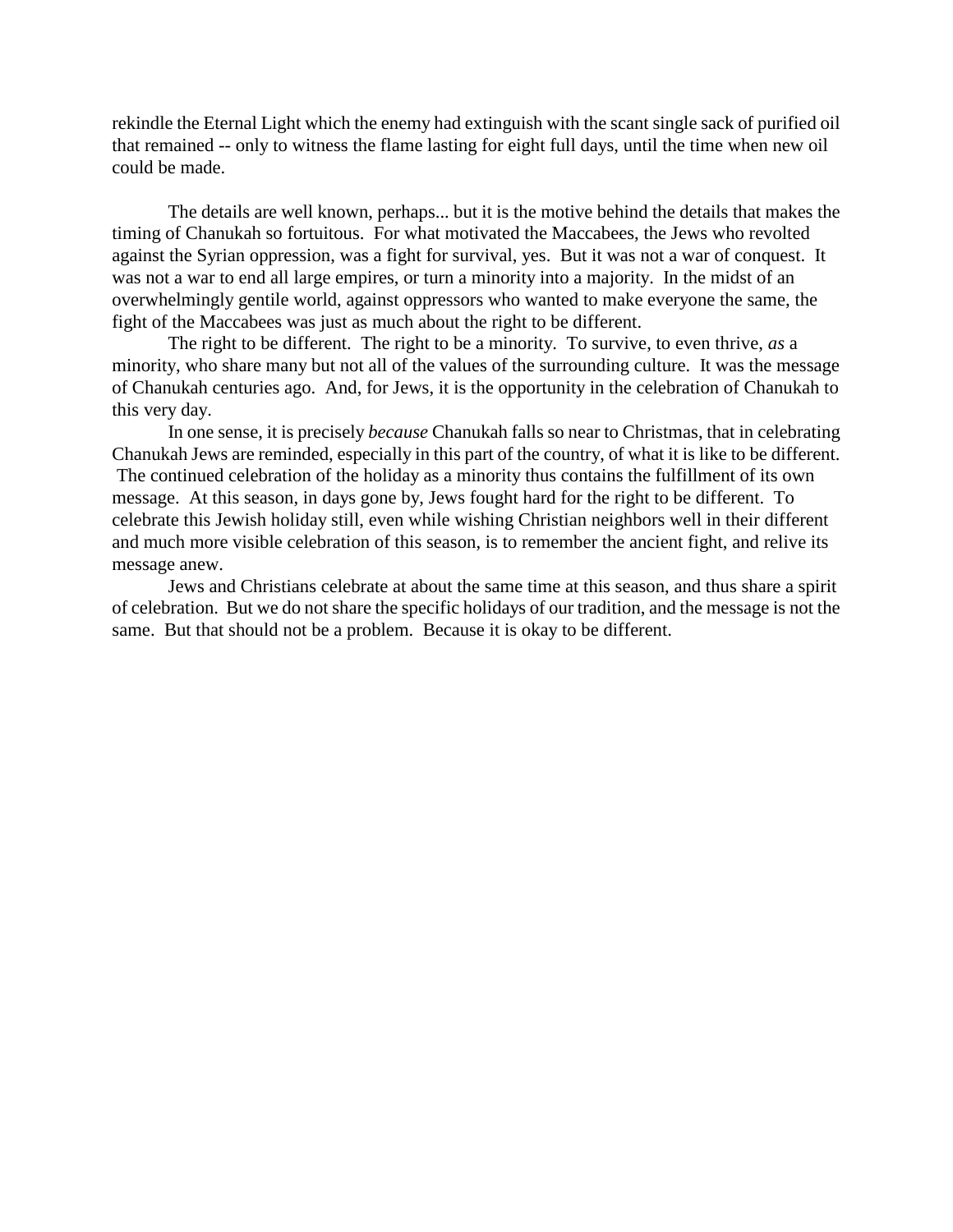rekindle the Eternal Light which the enemy had extinguish with the scant single sack of purified oil that remained -- only to witness the flame lasting for eight full days, until the time when new oil could be made.

The details are well known, perhaps... but it is the motive behind the details that makes the timing of Chanukah so fortuitous. For what motivated the Maccabees, the Jews who revolted against the Syrian oppression, was a fight for survival, yes. But it was not a war of conquest. It was not a war to end all large empires, or turn a minority into a majority. In the midst of an overwhelmingly gentile world, against oppressors who wanted to make everyone the same, the fight of the Maccabees was just as much about the right to be different.

The right to be different. The right to be a minority. To survive, to even thrive, *as* a minority, who share many but not all of the values of the surrounding culture. It was the message of Chanukah centuries ago. And, for Jews, it is the opportunity in the celebration of Chanukah to this very day.

In one sense, it is precisely *because* Chanukah falls so near to Christmas, that in celebrating Chanukah Jews are reminded, especially in this part of the country, of what it is like to be different. The continued celebration of the holiday as a minority thus contains the fulfillment of its own message. At this season, in days gone by, Jews fought hard for the right to be different. To celebrate this Jewish holiday still, even while wishing Christian neighbors well in their different and much more visible celebration of this season, is to remember the ancient fight, and relive its message anew.

Jews and Christians celebrate at about the same time at this season, and thus share a spirit of celebration. But we do not share the specific holidays of our tradition, and the message is not the same. But that should not be a problem. Because it is okay to be different.